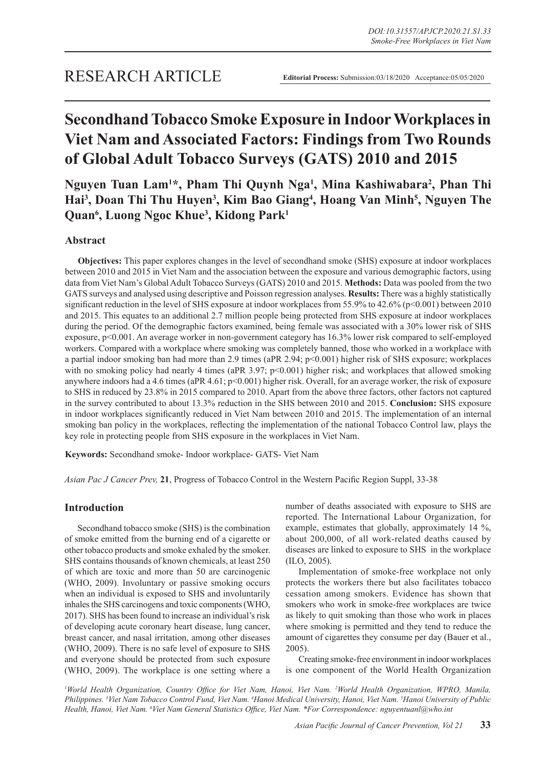# RESEARCH ARTICLE

**Editorial Process:** Submission:03/18/2020 Acceptance:05/05/2020

# Secondhand Tobacco Smoke Exposure in Indoor Workplaces in Viet Nam and Associated Factors: Findings from Two Rounds of Global Adult Tobacco Surveys (GATS) 2010 and 2015

**Nguyen Tuan Lam[1]*, Pham Thi Quynh Nga[1], Mina Kashiwabara[2], Phan Thi Hai[3], Doan Thi Thu Huyen[3], Kim Bao Giang[4], Hoang Van Minh[5], Nguyen The Quan[6], Luong Ngoc Khue[3], Kidong Park[1]**

## Abstract

**Objectives:** This paper explores changes in the level of secondhand smoke (SHS) exposure at indoor workplaces between 2010 and 2015 in Viet Nam and the association between the exposure and various demographic factors, using data from Viet Nam's Global Adult Tobacco Surveys (GATS) 2010 and 2015. **Methods:** Data was pooled from the two GATS surveys and analysed using descriptive and Poisson regression analyses. **Results:** There was a highly statistically significant reduction in the level of SHS exposure at indoor workplaces from 55.9% to 42.6% ($p<0.001$) between 2010 and 2015. This equates to an additional 2.7 million people being protected from SHS exposure at indoor workplaces during the period. Of the demographic factors examined, being female was associated with a 30% lower risk of SHS exposure, $p<0.001$. An average worker in non-government category has 16.3% lower risk compared to self-employed workers. Compared with a workplace where smoking was completely banned, those who worked in a workplace with a partial indoor smoking ban had more than 2.9 times (aPR 2.94; $p<0.001$) higher risk of SHS exposure; workplaces with no smoking policy had nearly 4 times (aPR 3.97; $p<0.001$) higher risk; and workplaces that allowed smoking anywhere indoors had a 4.6 times (aPR 4.61; $p<0.001$) higher risk. Overall, for an average worker, the risk of exposure to SHS in reduced by 23.8% in 2015 compared to 2010. Apart from the above three factors, other factors not captured in the survey contributed to about 13.3% reduction in the SHS between 2010 and 2015. **Conclusion:** SHS exposure in indoor workplaces significantly reduced in Viet Nam between 2010 and 2015. The implementation of an internal smoking ban policy in the workplaces, reflecting the implementation of the national Tobacco Control law, plays the key role in protecting people from SHS exposure in the workplaces in Viet Nam.

**Keywords:** Secondhand smoke- Indoor workplace- GATS- Viet Nam

*Asian Pac J Cancer Prev,* **21**, Progress of Tobacco Control in the Western Pacific Region Suppl, 33-38

## Introduction

Secondhand tobacco smoke (SHS) is the combination of smoke emitted from the burning end of a cigarette or other tobacco products and smoke exhaled by the smoker. SHS contains thousands of known chemicals, at least 250 of which are toxic and more than 50 are carcinogenic (WHO, 2009). Involuntary or passive smoking occurs when an individual is exposed to SHS and involuntarily inhales the SHS carcinogens and toxic components (WHO, 2017). SHS has been found to increase an individual's risk of developing acute coronary heart disease, lung cancer, breast cancer, and nasal irritation, among other diseases (WHO, 2009). There is no safe level of exposure to SHS and everyone should be protected from such exposure (WHO, 2009). The workplace is one setting where a number of deaths associated with exposure to SHS are reported. The International Labour Organization, for example, estimates that globally, approximately 14 %, about 200,000, of all work-related deaths caused by diseases are linked to exposure to SHS in the workplace (ILO, 2005).

Implementation of smoke-free workplace not only protects the workers there but also facilitates tobacco cessation among smokers. Evidence has shown that smokers who work in smoke-free workplaces are twice as likely to quit smoking than those who work in places where smoking is permitted and they tend to reduce the amount of cigarettes they consume per day (Bauer et al., 2005).

Creating smoke-free environment in indoor workplaces is one component of the World Health Organization

[1]World Health Organization, Country Office for Viet Nam, Hanoi, Viet Nam. [2]World Health Organization, WPRO, Manila, Philippines. [3]Viet Nam Tobacco Control Fund, Viet Nam. [4]Hanoi Medical University, Hanoi, Viet Nam. [5]Hanoi University of Public Health, Hanoi, Viet Nam. [6]Viet Nam General Statistics Office, Viet Nam. *For Correspondence: nguyentuanl@who.int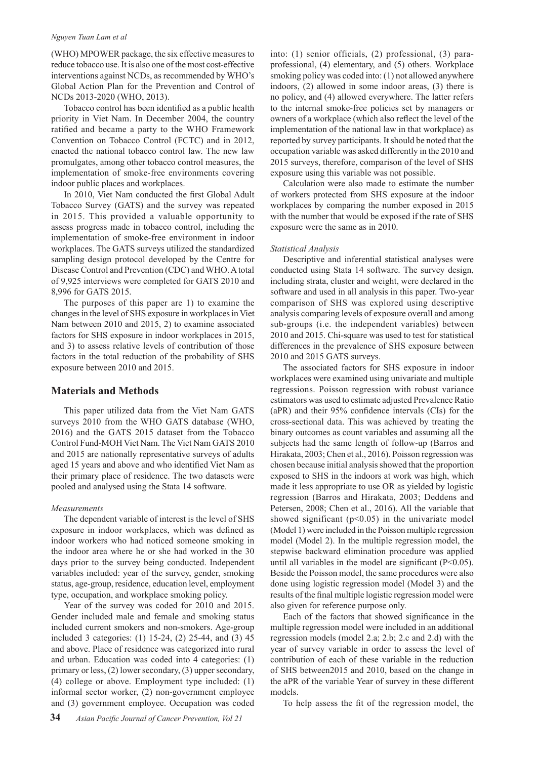(WHO) MPOWER package, the six effective measures to reduce tobacco use. It is also one of the most cost-effective interventions against NCDs, as recommended by WHO's Global Action Plan for the Prevention and Control of NCDs 2013-2020 (WHO, 2013).

Tobacco control has been identified as a public health priority in Viet Nam. In December 2004, the country ratified and became a party to the WHO Framework Convention on Tobacco Control (FCTC) and in 2012, enacted the national tobacco control law. The new law promulgates, among other tobacco control measures, the implementation of smoke-free environments covering indoor public places and workplaces.

In 2010, Viet Nam conducted the first Global Adult Tobacco Survey (GATS) and the survey was repeated in 2015. This provided a valuable opportunity to assess progress made in tobacco control, including the implementation of smoke-free environment in indoor workplaces. The GATS surveys utilized the standardized sampling design protocol developed by the Centre for Disease Control and Prevention (CDC) and WHO. A total of 9,925 interviews were completed for GATS 2010 and 8,996 for GATS 2015.

The purposes of this paper are 1) to examine the changes in the level of SHS exposure in workplaces in Viet Nam between 2010 and 2015, 2) to examine associated factors for SHS exposure in indoor workplaces in 2015, and 3) to assess relative levels of contribution of those factors in the total reduction of the probability of SHS exposure between 2010 and 2015.

## Materials and Methods

This paper utilized data from the Viet Nam GATS surveys 2010 from the WHO GATS database (WHO, 2016) and the GATS 2015 dataset from the Tobacco Control Fund-MOH Viet Nam. The Viet Nam GATS 2010 and 2015 are nationally representative surveys of adults aged 15 years and above and who identified Viet Nam as their primary place of residence. The two datasets were pooled and analysed using the Stata 14 software.

### *Measurements*

The dependent variable of interest is the level of SHS exposure in indoor workplaces, which was defined as indoor workers who had noticed someone smoking in the indoor area where he or she had worked in the 30 days prior to the survey being conducted. Independent variables included: year of the survey, gender, smoking status, age-group, residence, education level, employment type, occupation, and workplace smoking policy.

Year of the survey was coded for 2010 and 2015. Gender included male and female and smoking status included current smokers and non-smokers. Age-group included 3 categories: (1) 15-24, (2) 25-44, and (3) 45 and above. Place of residence was categorized into rural and urban. Education was coded into 4 categories: (1) primary or less, (2) lower secondary, (3) upper secondary, (4) college or above. Employment type included: (1) informal sector worker, (2) non-government employee and (3) government employee. Occupation was coded into: (1) senior officials, (2) professional, (3) para-professional, (4) elementary, and (5) others. Workplace smoking policy was coded into: (1) not allowed anywhere indoors, (2) allowed in some indoor areas, (3) there is no policy, and (4) allowed everywhere. The latter refers to the internal smoke-free policies set by managers or owners of a workplace (which also reflect the level of the implementation of the national law in that workplace) as reported by survey participants. It should be noted that the occupation variable was asked differently in the 2010 and 2015 surveys, therefore, comparison of the level of SHS exposure using this variable was not possible.

Calculation were also made to estimate the number of workers protected from SHS exposure at the indoor workplaces by comparing the number exposed in 2015 with the number that would be exposed if the rate of SHS exposure were the same as in 2010.

### *Statistical Analysis*

Descriptive and inferential statistical analyses were conducted using Stata 14 software. The survey design, including strata, cluster and weight, were declared in the software and used in all analysis in this paper. Two-year comparison of SHS was explored using descriptive analysis comparing levels of exposure overall and among sub-groups (i.e. the independent variables) between 2010 and 2015. Chi-square was used to test for statistical differences in the prevalence of SHS exposure between 2010 and 2015 GATS surveys.

The associated factors for SHS exposure in indoor workplaces were examined using univariate and multiple regressions. Poisson regression with robust variance estimators was used to estimate adjusted Prevalence Ratio (aPR) and their 95% confidence intervals (CIs) for the cross-sectional data. This was achieved by treating the binary outcomes as count variables and assuming all the subjects had the same length of follow-up (Barros and Hirakata, 2003; Chen et al., 2016). Poisson regression was chosen because initial analysis showed that the proportion exposed to SHS in the indoors at work was high, which made it less appropriate to use OR as yielded by logistic regression (Barros and Hirakata, 2003; Deddens and Petersen, 2008; Chen et al., 2016). All the variable that showed significant ($p<0.05$) in the univariate model (Model 1) were included in the Poisson multiple regression model (Model 2). In the multiple regression model, the stepwise backward elimination procedure was applied until all variables in the model are significant ($P<0.05$). Beside the Poisson model, the same procedures were also done using logistic regression model (Model 3) and the results of the final multiple logistic regression model were also given for reference purpose only.

Each of the factors that showed significance in the multiple regression model were included in an additional regression models (model 2.a; 2.b; 2.c and 2.d) with the year of survey variable in order to assess the level of contribution of each of these variable in the reduction of SHS between2015 and 2010, based on the change in the aPR of the variable Year of survey in these different models.

To help assess the fit of the regression model, the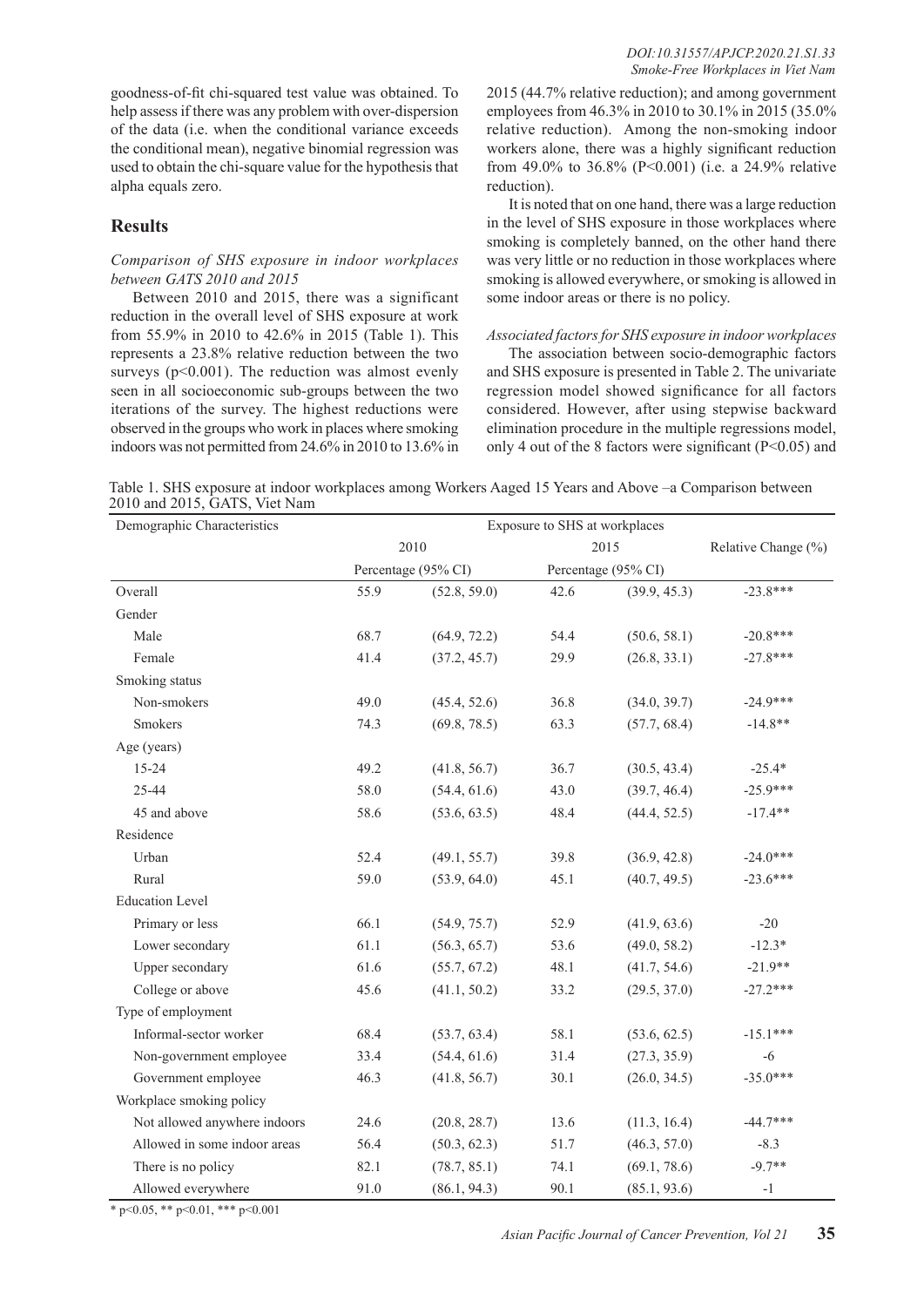goodness-of-fit chi-squared test value was obtained. To help assess if there was any problem with over-dispersion of the data (i.e. when the conditional variance exceeds the conditional mean), negative binomial regression was used to obtain the chi-square value for the hypothesis that alpha equals zero.

## Results

*Comparison of SHS exposure in indoor workplaces between GATS 2010 and 2015*

Between 2010 and 2015, there was a significant reduction in the overall level of SHS exposure at work from 55.9% in 2010 to 42.6% in 2015 (Table 1). This represents a 23.8% relative reduction between the two surveys (p<0.001). The reduction was almost evenly seen in all socioeconomic sub-groups between the two iterations of the survey. The highest reductions were observed in the groups who work in places where smoking indoors was not permitted from 24.6% in 2010 to 13.6% in 2015 (44.7% relative reduction); and among government employees from 46.3% in 2010 to 30.1% in 2015 (35.0% relative reduction). Among the non-smoking indoor workers alone, there was a highly significant reduction from 49.0% to 36.8% (P<0.001) (i.e. a 24.9% relative reduction).

It is noted that on one hand, there was a large reduction in the level of SHS exposure in those workplaces where smoking is completely banned, on the other hand there was very little or no reduction in those workplaces where smoking is allowed everywhere, or smoking is allowed in some indoor areas or there is no policy.

*Associated factors for SHS exposure in indoor workplaces*

The association between socio-demographic factors and SHS exposure is presented in Table 2. The univariate regression model showed significance for all factors considered. However, after using stepwise backward elimination procedure in the multiple regressions model, only 4 out of the 8 factors were significant (P<0.05) and

Table 1. SHS exposure at indoor workplaces among Workers Aaged 15 Years and Above –a Comparison between 2010 and 2015, GATS, Viet Nam

| Demographic Characteristics | Exposure to SHS at workplaces | | | | |
|---|---|---|---|---|---|
| | 2010 | | 2015 | | Relative Change (%) |
| | Percentage (95% CI) | | Percentage (95% CI) | | |
| Overall | 55.9 | (52.8, 59.0) | 42.6 | (39.9, 45.3) | -23.8*** |
| Gender | | | | | |
| Male | 68.7 | (64.9, 72.2) | 54.4 | (50.6, 58.1) | -20.8*** |
| Female | 41.4 | (37.2, 45.7) | 29.9 | (26.8, 33.1) | -27.8*** |
| Smoking status | | | | | |
| Non-smokers | 49.0 | (45.4, 52.6) | 36.8 | (34.0, 39.7) | -24.9*** |
| Smokers | 74.3 | (69.8, 78.5) | 63.3 | (57.7, 68.4) | -14.8** |
| Age (years) | | | | | |
| 15-24 | 49.2 | (41.8, 56.7) | 36.7 | (30.5, 43.4) | -25.4* |
| 25-44 | 58.0 | (54.4, 61.6) | 43.0 | (39.7, 46.4) | -25.9*** |
| 45 and above | 58.6 | (53.6, 63.5) | 48.4 | (44.4, 52.5) | -17.4** |
| Residence | | | | | |
| Urban | 52.4 | (49.1, 55.7) | 39.8 | (36.9, 42.8) | -24.0*** |
| Rural | 59.0 | (53.9, 64.0) | 45.1 | (40.7, 49.5) | -23.6*** |
| Education Level | | | | | |
| Primary or less | 66.1 | (54.9, 75.7) | 52.9 | (41.9, 63.6) | -20 |
| Lower secondary | 61.1 | (56.3, 65.7) | 53.6 | (49.0, 58.2) | -12.3* |
| Upper secondary | 61.6 | (55.7, 67.2) | 48.1 | (41.7, 54.6) | -21.9** |
| College or above | 45.6 | (41.1, 50.2) | 33.2 | (29.5, 37.0) | -27.2*** |
| Type of employment | | | | | |
| Informal-sector worker | 68.4 | (53.7, 63.4) | 58.1 | (53.6, 62.5) | -15.1*** |
| Non-government employee | 33.4 | (54.4, 61.6) | 31.4 | (27.3, 35.9) | -6 |
| Government employee | 46.3 | (41.8, 56.7) | 30.1 | (26.0, 34.5) | -35.0*** |
| Workplace smoking policy | | | | | |
| Not allowed anywhere indoors | 24.6 | (20.8, 28.7) | 13.6 | (11.3, 16.4) | -44.7*** |
| Allowed in some indoor areas | 56.4 | (50.3, 62.3) | 51.7 | (46.3, 57.0) | -8.3 |
| There is no policy | 82.1 | (78.7, 85.1) | 74.1 | (69.1, 78.6) | -9.7** |
| Allowed everywhere | 91.0 | (86.1, 94.3) | 90.1 | (85.1, 93.6) | -1 |

\* p<0.05, ** p<0.01, *** p<0.001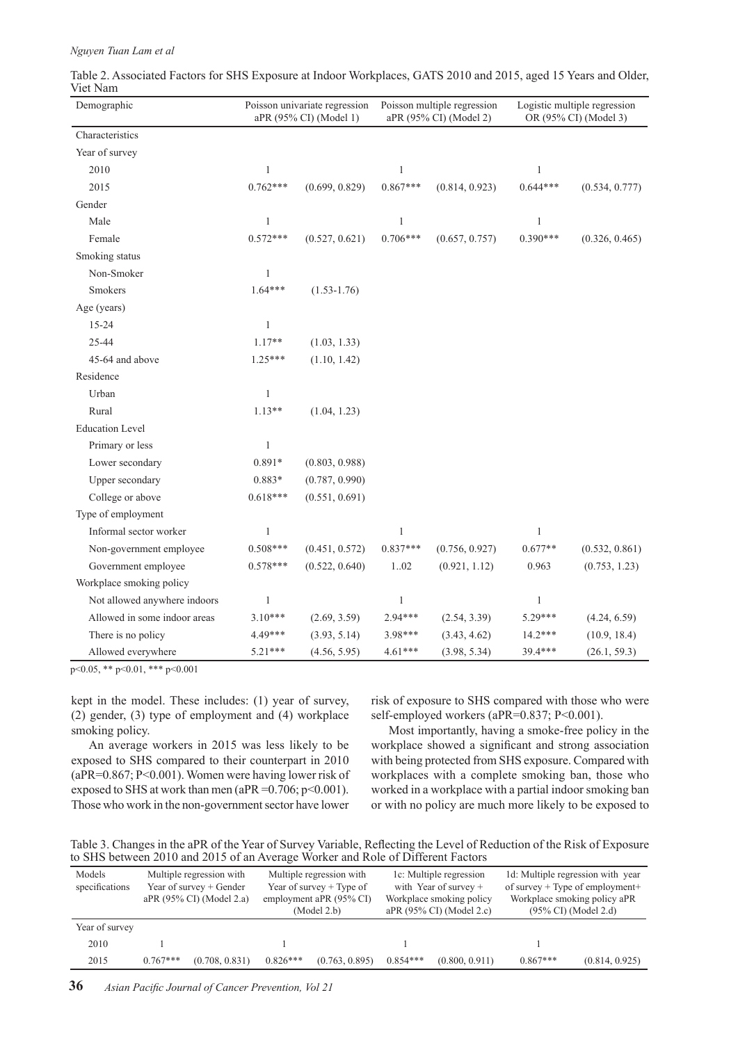Table 2. Associated Factors for SHS Exposure at Indoor Workplaces, GATS 2010 and 2015, aged 15 Years and Older, Viet Nam

| Demographic | Poisson univariate regression aPR (95% CI) (Model 1) | | Poisson multiple regression aPR (95% CI) (Model 2) | | Logistic multiple regression OR (95% CI) (Model 3) | |
|---|---|---|---|---|---|---|
| Characteristics | | | | | | |
| Year of survey | | | | | | |
| 2010 | 1 | | 1 | | 1 | |
| 2015 | 0.762*** | (0.699, 0.829) | 0.867*** | (0.814, 0.923) | 0.644*** | (0.534, 0.777) |
| Gender | | | | | | |
| Male | 1 | | 1 | | 1 | |
| Female | 0.572*** | (0.527, 0.621) | 0.706*** | (0.657, 0.757) | 0.390*** | (0.326, 0.465) |
| Smoking status | | | | | | |
| Non-Smoker | 1 | | | | | |
| Smokers | 1.64*** | (1.53-1.76) | | | | |
| Age (years) | | | | | | |
| 15-24 | 1 | | | | | |
| 25-44 | 1.17** | (1.03, 1.33) | | | | |
| 45-64 and above | 1.25*** | (1.10, 1.42) | | | | |
| Residence | | | | | | |
| Urban | 1 | | | | | |
| Rural | 1.13** | (1.04, 1.23) | | | | |
| Education Level | | | | | | |
| Primary or less | 1 | | | | | |
| Lower secondary | 0.891* | (0.803, 0.988) | | | | |
| Upper secondary | 0.883* | (0.787, 0.990) | | | | |
| College or above | 0.618*** | (0.551, 0.691) | | | | |
| Type of employment | | | | | | |
| Informal sector worker | 1 | | 1 | | 1 | |
| Non-government employee | 0.508*** | (0.451, 0.572) | 0.837*** | (0.756, 0.927) | 0.677** | (0.532, 0.861) |
| Government employee | 0.578*** | (0.522, 0.640) | 1..02 | (0.921, 1.12) | 0.963 | (0.753, 1.23) |
| Workplace smoking policy | | | | | | |
| Not allowed anywhere indoors | 1 | | 1 | | 1 | |
| Allowed in some indoor areas | 3.10*** | (2.69, 3.59) | 2.94*** | (2.54, 3.39) | 5.29*** | (4.24, 6.59) |
| There is no policy | 4.49*** | (3.93, 5.14) | 3.98*** | (3.43, 4.62) | 14.2*** | (10.9, 18.4) |
| Allowed everywhere | 5.21*** | (4.56, 5.95) | 4.61*** | (3.98, 5.34) | 39.4*** | (26.1, 59.3) |

p<0.05, ** p<0.01, *** p<0.001

kept in the model. These includes: (1) year of survey, (2) gender, (3) type of employment and (4) workplace smoking policy.

An average workers in 2015 was less likely to be exposed to SHS compared to their counterpart in 2010 (aPR=0.867; P<0.001). Women were having lower risk of exposed to SHS at work than men (aPR =0.706; p<0.001). Those who work in the non-government sector have lower risk of exposure to SHS compared with those who were self-employed workers (aPR=0.837; P<0.001).

Most importantly, having a smoke-free policy in the workplace showed a significant and strong association with being protected from SHS exposure. Compared with workplaces with a complete smoking ban, those who worked in a workplace with a partial indoor smoking ban or with no policy are much more likely to be exposed to

Table 3. Changes in the aPR of the Year of Survey Variable, Reflecting the Level of Reduction of the Risk of Exposure to SHS between 2010 and 2015 of an Average Worker and Role of Different Factors

| Models specifications | Multiple regression with Year of survey + Gender aPR (95% CI) (Model 2.a) | | Multiple regression with Year of survey + Type of employment aPR (95% CI) (Model 2.b) | | 1c: Multiple regression with Year of survey + Workplace smoking policy aPR (95% CI) (Model 2.c) | | 1d: Multiple regression with year of survey + Type of employment+ Workplace smoking policy aPR (95% CI) (Model 2.d) | |
|---|---|---|---|---|---|---|---|---|
| Year of survey | | | | | | | | |
| 2010 | 1 | | 1 | | 1 | | 1 | |
| 2015 | 0.767*** | (0.708, 0.831) | 0.826*** | (0.763, 0.895) | 0.854*** | (0.800, 0.911) | 0.867*** | (0.814, 0.925) |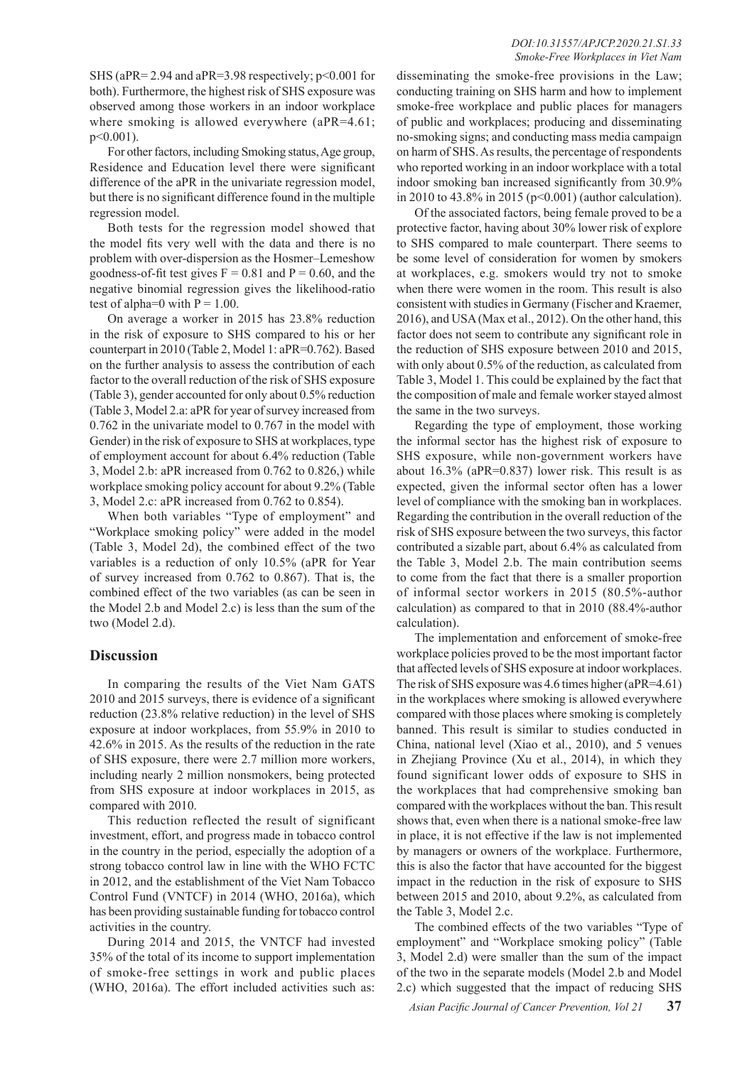SHS (aPR= 2.94 and aPR=3.98 respectively; p<0.001 for both). Furthermore, the highest risk of SHS exposure was observed among those workers in an indoor workplace where smoking is allowed everywhere (aPR=4.61; p<0.001).

For other factors, including Smoking status, Age group, Residence and Education level there were significant difference of the aPR in the univariate regression model, but there is no significant difference found in the multiple regression model.

Both tests for the regression model showed that the model fits very well with the data and there is no problem with over-dispersion as the Hosmer–Lemeshow goodness-of-fit test gives F = 0.81 and P = 0.60, and the negative binomial regression gives the likelihood-ratio test of alpha=0 with P = 1.00.

On average a worker in 2015 has 23.8% reduction in the risk of exposure to SHS compared to his or her counterpart in 2010 (Table 2, Model 1: aPR=0.762). Based on the further analysis to assess the contribution of each factor to the overall reduction of the risk of SHS exposure (Table 3), gender accounted for only about 0.5% reduction (Table 3, Model 2.a: aPR for year of survey increased from 0.762 in the univariate model to 0.767 in the model with Gender) in the risk of exposure to SHS at workplaces, type of employment account for about 6.4% reduction (Table 3, Model 2.b: aPR increased from 0.762 to 0.826,) while workplace smoking policy account for about 9.2% (Table 3, Model 2.c: aPR increased from 0.762 to 0.854).

When both variables "Type of employment" and "Workplace smoking policy" were added in the model (Table 3, Model 2d), the combined effect of the two variables is a reduction of only 10.5% (aPR for Year of survey increased from 0.762 to 0.867). That is, the combined effect of the two variables (as can be seen in the Model 2.b and Model 2.c) is less than the sum of the two (Model 2.d).

## Discussion

In comparing the results of the Viet Nam GATS 2010 and 2015 surveys, there is evidence of a significant reduction (23.8% relative reduction) in the level of SHS exposure at indoor workplaces, from 55.9% in 2010 to 42.6% in 2015. As the results of the reduction in the rate of SHS exposure, there were 2.7 million more workers, including nearly 2 million nonsmokers, being protected from SHS exposure at indoor workplaces in 2015, as compared with 2010.

This reduction reflected the result of significant investment, effort, and progress made in tobacco control in the country in the period, especially the adoption of a strong tobacco control law in line with the WHO FCTC in 2012, and the establishment of the Viet Nam Tobacco Control Fund (VNTCF) in 2014 (WHO, 2016a), which has been providing sustainable funding for tobacco control activities in the country.

During 2014 and 2015, the VNTCF had invested 35% of the total of its income to support implementation of smoke-free settings in work and public places (WHO, 2016a). The effort included activities such as: disseminating the smoke-free provisions in the Law; conducting training on SHS harm and how to implement smoke-free workplace and public places for managers of public and workplaces; producing and disseminating no-smoking signs; and conducting mass media campaign on harm of SHS. As results, the percentage of respondents who reported working in an indoor workplace with a total indoor smoking ban increased significantly from 30.9% in 2010 to 43.8% in 2015 (p<0.001) (author calculation).

Of the associated factors, being female proved to be a protective factor, having about 30% lower risk of explore to SHS compared to male counterpart. There seems to be some level of consideration for women by smokers at workplaces, e.g. smokers would try not to smoke when there were women in the room. This result is also consistent with studies in Germany (Fischer and Kraemer, 2016), and USA (Max et al., 2012). On the other hand, this factor does not seem to contribute any significant role in the reduction of SHS exposure between 2010 and 2015, with only about 0.5% of the reduction, as calculated from Table 3, Model 1. This could be explained by the fact that the composition of male and female worker stayed almost the same in the two surveys.

Regarding the type of employment, those working the informal sector has the highest risk of exposure to SHS exposure, while non-government workers have about 16.3% (aPR=0.837) lower risk. This result is as expected, given the informal sector often has a lower level of compliance with the smoking ban in workplaces. Regarding the contribution in the overall reduction of the risk of SHS exposure between the two surveys, this factor contributed a sizable part, about 6.4% as calculated from the Table 3, Model 2.b. The main contribution seems to come from the fact that there is a smaller proportion of informal sector workers in 2015 (80.5%-author calculation) as compared to that in 2010 (88.4%-author calculation).

The implementation and enforcement of smoke-free workplace policies proved to be the most important factor that affected levels of SHS exposure at indoor workplaces. The risk of SHS exposure was 4.6 times higher (aPR=4.61) in the workplaces where smoking is allowed everywhere compared with those places where smoking is completely banned. This result is similar to studies conducted in China, national level (Xiao et al., 2010), and 5 venues in Zhejiang Province (Xu et al., 2014), in which they found significant lower odds of exposure to SHS in the workplaces that had comprehensive smoking ban compared with the workplaces without the ban. This result shows that, even when there is a national smoke-free law in place, it is not effective if the law is not implemented by managers or owners of the workplace. Furthermore, this is also the factor that have accounted for the biggest impact in the reduction in the risk of exposure to SHS between 2015 and 2010, about 9.2%, as calculated from the Table 3, Model 2.c.

The combined effects of the two variables "Type of employment" and "Workplace smoking policy" (Table 3, Model 2.d) were smaller than the sum of the impact of the two in the separate models (Model 2.b and Model 2.c) which suggested that the impact of reducing SHS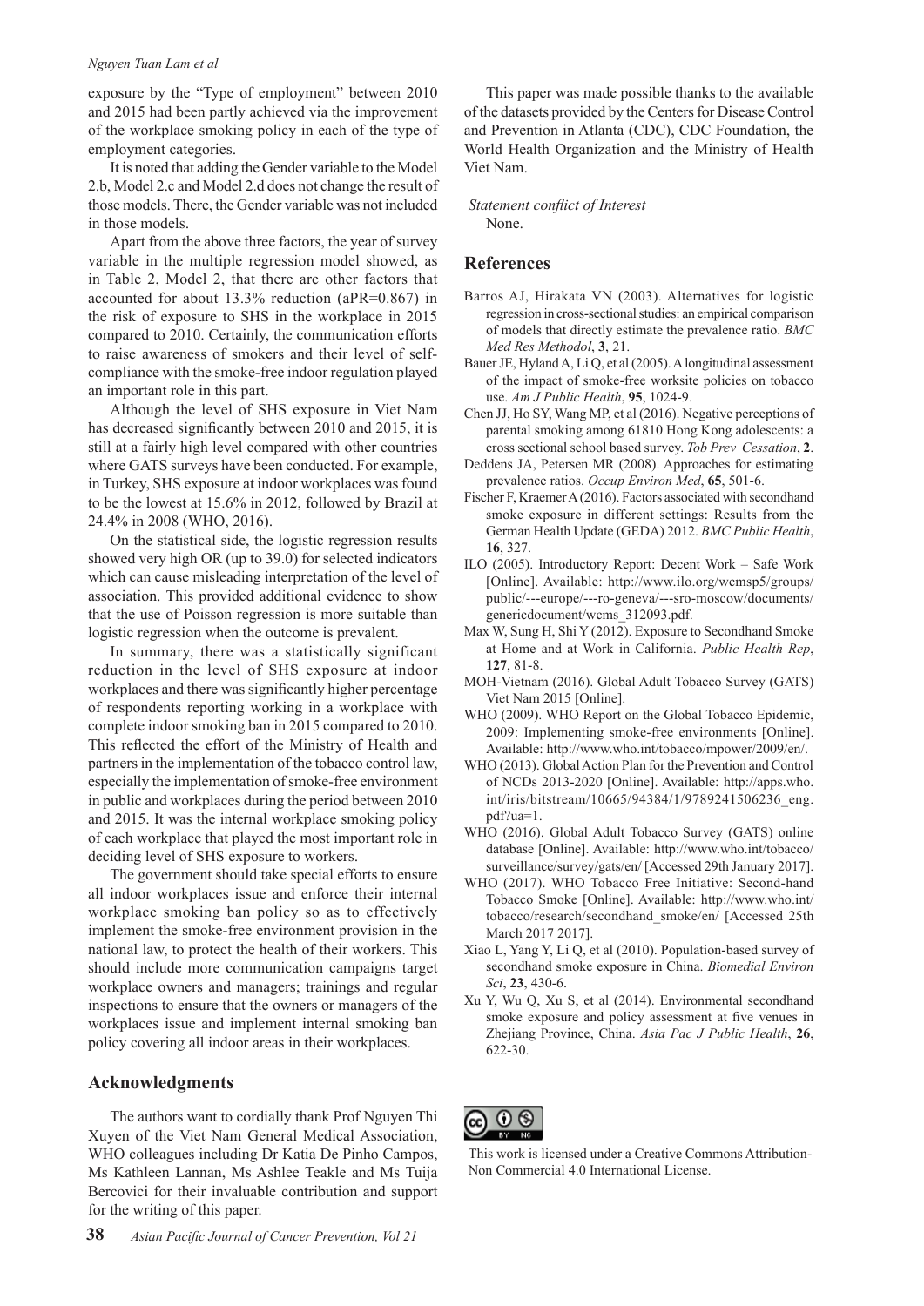exposure by the "Type of employment" between 2010 and 2015 had been partly achieved via the improvement of the workplace smoking policy in each of the type of employment categories.

It is noted that adding the Gender variable to the Model 2.b, Model 2.c and Model 2.d does not change the result of those models. There, the Gender variable was not included in those models.

Apart from the above three factors, the year of survey variable in the multiple regression model showed, as in Table 2, Model 2, that there are other factors that accounted for about 13.3% reduction (aPR=0.867) in the risk of exposure to SHS in the workplace in 2015 compared to 2010. Certainly, the communication efforts to raise awareness of smokers and their level of self-compliance with the smoke-free indoor regulation played an important role in this part.

Although the level of SHS exposure in Viet Nam has decreased significantly between 2010 and 2015, it is still at a fairly high level compared with other countries where GATS surveys have been conducted. For example, in Turkey, SHS exposure at indoor workplaces was found to be the lowest at 15.6% in 2012, followed by Brazil at 24.4% in 2008 (WHO, 2016).

On the statistical side, the logistic regression results showed very high OR (up to 39.0) for selected indicators which can cause misleading interpretation of the level of association. This provided additional evidence to show that the use of Poisson regression is more suitable than logistic regression when the outcome is prevalent.

In summary, there was a statistically significant reduction in the level of SHS exposure at indoor workplaces and there was significantly higher percentage of respondents reporting working in a workplace with complete indoor smoking ban in 2015 compared to 2010. This reflected the effort of the Ministry of Health and partners in the implementation of the tobacco control law, especially the implementation of smoke-free environment in public and workplaces during the period between 2010 and 2015. It was the internal workplace smoking policy of each workplace that played the most important role in deciding level of SHS exposure to workers.

The government should take special efforts to ensure all indoor workplaces issue and enforce their internal workplace smoking ban policy so as to effectively implement the smoke-free environment provision in the national law, to protect the health of their workers. This should include more communication campaigns target workplace owners and managers; trainings and regular inspections to ensure that the owners or managers of the workplaces issue and implement internal smoking ban policy covering all indoor areas in their workplaces.

## Acknowledgments

The authors want to cordially thank Prof Nguyen Thi Xuyen of the Viet Nam General Medical Association, WHO colleagues including Dr Katia De Pinho Campos, Ms Kathleen Lannan, Ms Ashlee Teakle and Ms Tuija Bercovici for their invaluable contribution and support for the writing of this paper.

This paper was made possible thanks to the available of the datasets provided by the Centers for Disease Control and Prevention in Atlanta (CDC), CDC Foundation, the World Health Organization and the Ministry of Health Viet Nam.

*Statement conflict of Interest*

None.

## References

Barros AJ, Hirakata VN (2003). Alternatives for logistic regression in cross-sectional studies: an empirical comparison of models that directly estimate the prevalence ratio. *BMC Med Res Methodol*, **3**, 21.

Bauer JE, Hyland A, Li Q, et al (2005). A longitudinal assessment of the impact of smoke-free worksite policies on tobacco use. *Am J Public Health*, **95**, 1024-9.

Chen JJ, Ho SY, Wang MP, et al (2016). Negative perceptions of parental smoking among 61810 Hong Kong adolescents: a cross sectional school based survey. *Tob Prev Cessation*, **2**.

Deddens JA, Petersen MR (2008). Approaches for estimating prevalence ratios. *Occup Environ Med*, **65**, 501-6.

Fischer F, Kraemer A (2016). Factors associated with secondhand smoke exposure in different settings: Results from the German Health Update (GEDA) 2012. *BMC Public Health*, **16**, 327.

ILO (2005). Introductory Report: Decent Work – Safe Work [Online]. Available: http://www.ilo.org/wcmsp5/groups/public/---europe/---ro-geneva/---sro-moscow/documents/genericdocument/wcms_312093.pdf.

Max W, Sung H, Shi Y (2012). Exposure to Secondhand Smoke at Home and at Work in California. *Public Health Rep*, **127**, 81-8.

MOH-Vietnam (2016). Global Adult Tobacco Survey (GATS) Viet Nam 2015 [Online].

WHO (2009). WHO Report on the Global Tobacco Epidemic, 2009: Implementing smoke-free environments [Online]. Available: http://www.who.int/tobacco/mpower/2009/en/.

WHO (2013). Global Action Plan for the Prevention and Control of NCDs 2013-2020 [Online]. Available: http://apps.who.int/iris/bitstream/10665/94384/1/9789241506236_eng.pdf?ua=1.

WHO (2016). Global Adult Tobacco Survey (GATS) online database [Online]. Available: http://www.who.int/tobacco/surveillance/survey/gats/en/ [Accessed 29th January 2017].

WHO (2017). WHO Tobacco Free Initiative: Second-hand Tobacco Smoke [Online]. Available: http://www.who.int/tobacco/research/secondhand_smoke/en/ [Accessed 25th March 2017 2017].

Xiao L, Yang Y, Li Q, et al (2010). Population-based survey of secondhand smoke exposure in China. *Biomedial Environ Sci*, **23**, 430-6.

Xu Y, Wu Q, Xu S, et al (2014). Environmental secondhand smoke exposure and policy assessment at five venues in Zhejiang Province, China. *Asia Pac J Public Health*, **26**, 622-30.

This work is licensed under a Creative Commons Attribution-Non Commercial 4.0 International License.